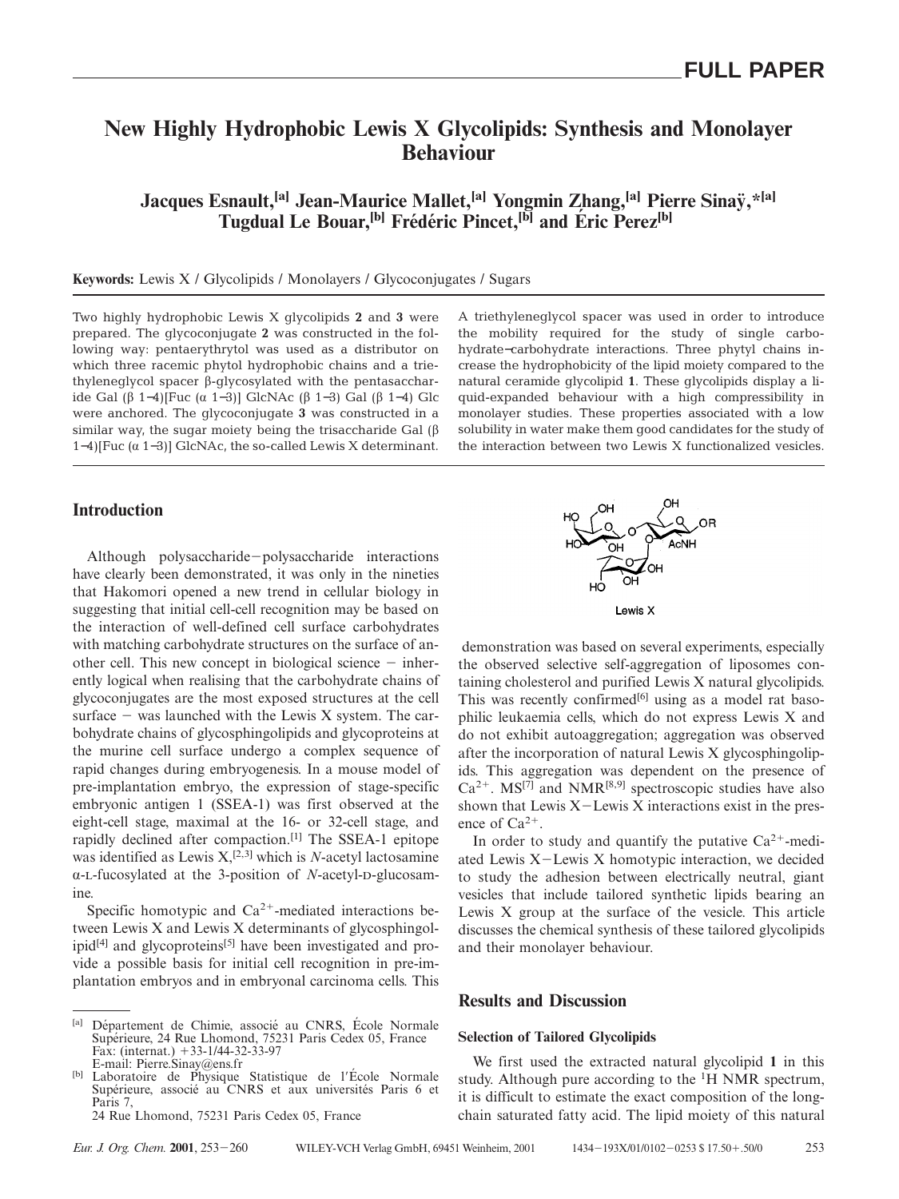# New Highly Hydrophobic Lewis X Glycolipids: Synthesis and Monolayer Behaviour

**Jacques Esnault,[a] Jean-Maurice Mallet,[a] Yongmin Zhang,[a] Pierre Sinaÿ,*[a] Tugdual Le Bouar,[b] Frédéric Pincet,[b] and Éric Perez[b]**

**Keywords:** Lewis X / Glycolipids / Monolayers / Glycoconjugates / Sugars

Two highly hydrophobic Lewis X glycolipids **2** and **3** were prepared. The glycoconjugate **2** was constructed in the following way: pentaerythrytol was used as a distributor on which three racemic phytol hydrophobic chains and a triethyleneglycol spacer β-glycosylated with the pentasaccharide Gal (β 1→4)[Fuc (α 1→3)] GlcNAc (β 1→3) Gal (β 1→4) Glc were anchored. The glycoconjugate **3** was constructed in a similar way, the sugar moiety being the trisaccharide Gal (β 1→4)[Fuc (α 1→3)] GlcNAc, the so-called Lewis X determinant. A triethyleneglycol spacer was used in order to introduce the mobility required for the study of single carbohydrate−carbohydrate interactions. Three phytyl chains increase the hydrophobicity of the lipid moiety compared to the natural ceramide glycolipid **1**. These glycolipids display a liquid-expanded behaviour with a high compressibility in monolayer studies. These properties associated with a low solubility in water make them good candidates for the study of the interaction between two Lewis X functionalized vesicles.

## Introduction

Although polysaccharide−polysaccharide interactions have clearly been demonstrated, it was only in the nineties that Hakomori opened a new trend in cellular biology in suggesting that initial cell-cell recognition may be based on the interaction of well-defined cell surface carbohydrates with matching carbohydrate structures on the surface of another cell. This new concept in biological science − inherently logical when realising that the carbohydrate chains of glycoconjugates are the most exposed structures at the cell surface − was launched with the Lewis X system. The carbohydrate chains of glycosphingolipids and glycoproteins at the murine cell surface undergo a complex sequence of rapid changes during embryogenesis. In a mouse model of pre-implantation embryo, the expression of stage-specific embryonic antigen 1 (SSEA-1) was first observed at the eight-cell stage, maximal at the 16- or 32-cell stage, and rapidly declined after compaction.[1] The SSEA-1 epitope was identified as Lewis X,[2,3] which is *N*-acetyl lactosamine α-L-fucosylated at the 3-position of *N*-acetyl-D-glucosamine.

Specific homotypic and $Ca^{2+}$-mediated interactions between Lewis X and Lewis X determinants of glycosphingolipid[4] and glycoproteins[5] have been investigated and provide a possible basis for initial cell recognition in pre-implantation embryos and in embryonal carcinoma cells. This demonstration was based on several experiments, especially the observed selective self-aggregation of liposomes containing cholesterol and purified Lewis X natural glycolipids. This was recently confirmed[6] using as a model rat basophilic leukaemia cells, which do not express Lewis X and do not exhibit autoaggregation; aggregation was observed after the incorporation of natural Lewis X glycosphingolipids. This aggregation was dependent on the presence of $Ca^{2+}$. MS[7] and NMR[8,9] spectroscopic studies have also shown that Lewis X−Lewis X interactions exist in the presence of $Ca^{2+}$.

Lewis X

In order to study and quantify the putative $Ca^{2+}$-mediated Lewis X−Lewis X homotypic interaction, we decided to study the adhesion between electrically neutral, giant vesicles that include tailored synthetic lipids bearing an Lewis X group at the surface of the vesicle. This article discusses the chemical synthesis of these tailored glycolipids and their monolayer behaviour.

## Results and Discussion

### Selection of Tailored Glycolipids

We first used the extracted natural glycolipid **1** in this study. Although pure according to the $^1$H NMR spectrum, it is difficult to estimate the exact composition of the long-chain saturated fatty acid. The lipid moiety of this natural

---

[a] Département de Chimie, associé au CNRS, École Normale Supérieure, 24 Rue Lhomond, 75231 Paris Cedex 05, France
Fax: (internat.) +33-1/44-32-33-97
E-mail: Pierre.Sinay@ens.fr

[b] Laboratoire de Physique Statistique de l'École Normale Supérieure, associé au CNRS et aux universités Paris 6 et Paris 7,
24 Rue Lhomond, 75231 Paris Cedex 05, France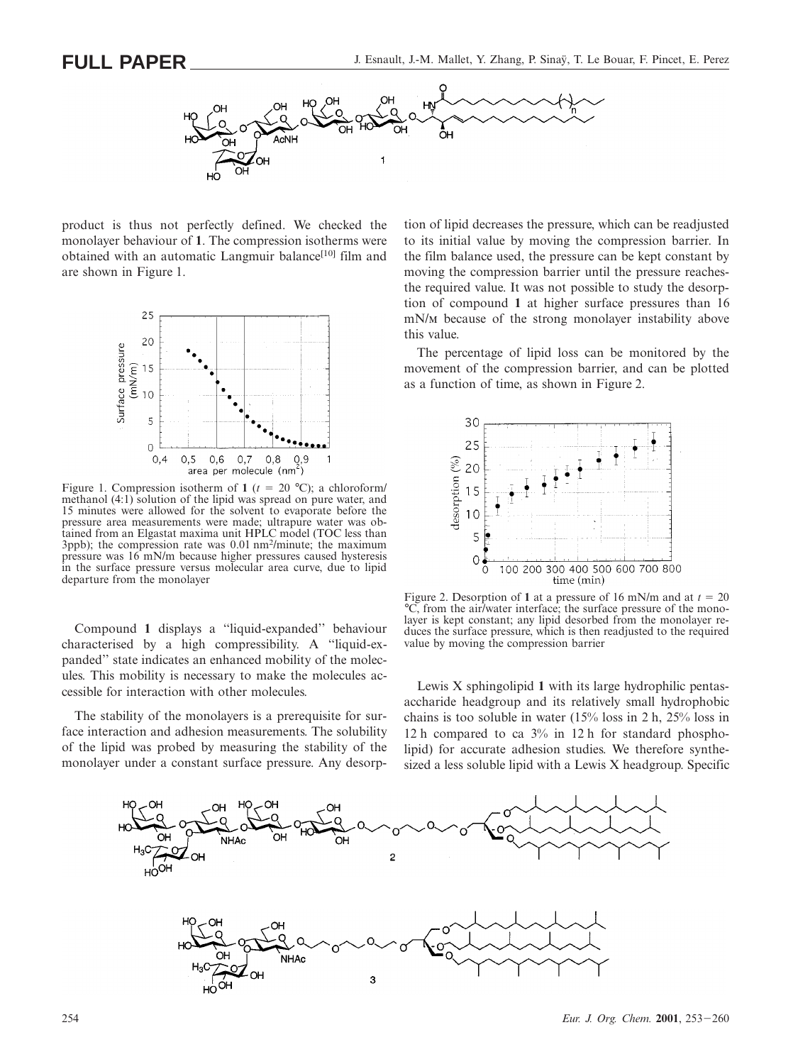product is thus not perfectly defined. We checked the monolayer behaviour of **1**. The compression isotherms were obtained with an automatic Langmuir balance[10] film and are shown in Figure 1.

Figure 1. Compression isotherm of **1** ($t$ = 20 °C); a chloroform/methanol (4:1) solution of the lipid was spread on pure water, and 15 minutes were allowed for the solvent to evaporate before the pressure area measurements were made; ultrapure water was obtained from an Elgastat maxima unit HPLC model (TOC less than 3ppb); the compression rate was 0.01 $nm^2$/minute; the maximum pressure was 16 mN/m because higher pressures caused hysteresis in the surface pressure versus molecular area curve, due to lipid departure from the monolayer

Compound **1** displays a "liquid-expanded" behaviour characterised by a high compressibility. A "liquid-expanded" state indicates an enhanced mobility of the molecules. This mobility is necessary to make the molecules accessible for interaction with other molecules.

The stability of the monolayers is a prerequisite for surface interaction and adhesion measurements. The solubility of the lipid was probed by measuring the stability of the monolayer under a constant surface pressure. Any desorption of lipid decreases the pressure, which can be readjusted to its initial value by moving the compression barrier. In the film balance used, the pressure can be kept constant by moving the compression barrier until the pressure reaches the required value. It was not possible to study the desorption of compound **1** at higher surface pressures than 16 mN/M because of the strong monolayer instability above this value.

The percentage of lipid loss can be monitored by the movement of the compression barrier, and can be plotted as a function of time, as shown in Figure 2.

Figure 2. Desorption of **1** at a pressure of 16 mN/m and at $t$ = 20 °C, from the air/water interface; the surface pressure of the monolayer is kept constant; any lipid desorbed from the monolayer reduces the surface pressure, which is then readjusted to the required value by moving the compression barrier

Lewis X sphingolipid **1** with its large hydrophilic pentasaccharide headgroup and its relatively small hydrophobic chains is too soluble in water (15% loss in 2 h, 25% loss in 12 h compared to ca 3% in 12 h for standard phospholipid) for accurate adhesion studies. We therefore synthesized a less soluble lipid with a Lewis X headgroup. Specific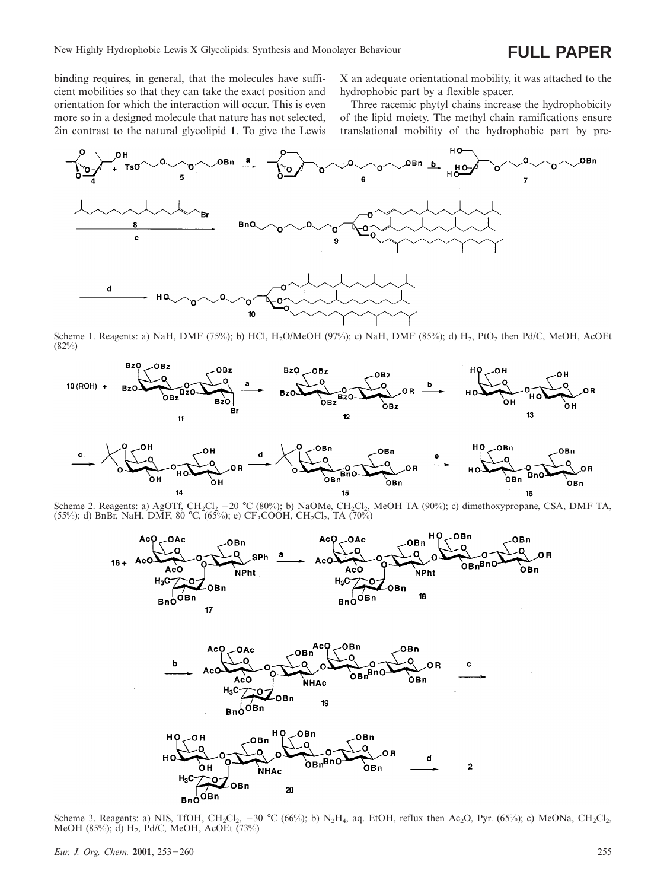binding requires, in general, that the molecules have sufficient mobilities so that they can take the exact position and orientation for which the interaction will occur. This is even more so in a designed molecule that nature has not selected, 2in contrast to the natural glycolipid **1**. To give the Lewis X an adequate orientational mobility, it was attached to the hydrophobic part by a flexible spacer.

Three racemic phytyl chains increase the hydrophobicity of the lipid moiety. The methyl chain ramifications ensure translational mobility of the hydrophobic part by pre-

Scheme 1. Reagents: a) NaH, DMF (75%); b) HCl, $H_2O$/MeOH (97%); c) NaH, DMF (85%); d) $H_2$, $PtO_2$ then Pd/C, MeOH, AcOEt (82%)

Scheme 2. Reagents: a) AgOTf, $CH_2Cl_2$ −20 °C (80%); b) NaOMe, $CH_2Cl_2$, MeOH TA (90%); c) dimethoxypropane, CSA, DMF TA, (55%); d) BnBr, NaH, DMF, 80 °C, (65%); e) $CF_3COOH$, $CH_2Cl_2$, TA (70%)

Scheme 3. Reagents: a) NIS, TfOH, $CH_2Cl_2$, −30 °C (66%); b) $N_2H_4$, aq. EtOH, reflux then $Ac_2O$, Pyr. (65%); c) MeONa, $CH_2Cl_2$, MeOH (85%); d) $H_2$, Pd/C, MeOH, AcOEt (73%)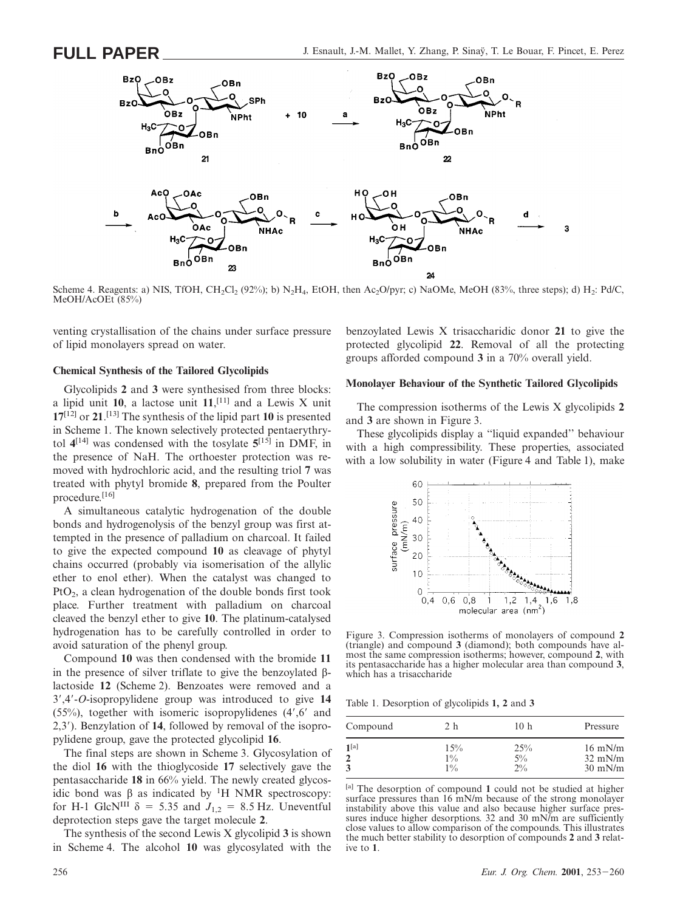Scheme 4. Reagents: a) NIS, TfOH, $CH_2Cl_2$ (92%); b) $N_2H_4$, EtOH, then $Ac_2O$/pyr; c) NaOMe, MeOH (83%, three steps); d) $H_2$: Pd/C, MeOH/AcOEt (85%)

venting crystallisation of the chains under surface pressure of lipid monolayers spread on water.

### Chemical Synthesis of the Tailored Glycolipids

Glycolipids **2** and **3** were synthesised from three blocks: a lipid unit **10**, a lactose unit **11**,[11] and a Lewis X unit **17**[12] or **21**.[13] The synthesis of the lipid part **10** is presented in Scheme 1. The known selectively protected pentaerythrytol **4**[14] was condensed with the tosylate **5**[15] in DMF, in the presence of NaH. The orthoester protection was removed with hydrochloric acid, and the resulting triol **7** was treated with phytyl bromide **8**, prepared from the Poulter procedure.[16]

A simultaneous catalytic hydrogenation of the double bonds and hydrogenolysis of the benzyl group was first attempted in the presence of palladium on charcoal. It failed to give the expected compound **10** as cleavage of phytyl chains occurred (probably via isomerisation of the allylic ether to enol ether). When the catalyst was changed to $PtO_2$, a clean hydrogenation of the double bonds first took place. Further treatment with palladium on charcoal cleaved the benzyl ether to give **10**. The platinum-catalysed hydrogenation has to be carefully controlled in order to avoid saturation of the phenyl group.

Compound **10** was then condensed with the bromide **11** in the presence of silver triflate to give the benzoylated β-lactoside **12** (Scheme 2). Benzoates were removed and a 3′,4′-*O*-isopropylidene group was introduced to give **14** (55%), together with isomeric isopropylidenes (4′,6′ and 2,3′). Benzylation of **14**, followed by removal of the isopropylidene group, gave the protected glycolipid **16**.

The final steps are shown in Scheme 3. Glycosylation of the diol **16** with the thioglycoside **17** selectively gave the pentasaccharide **18** in 66% yield. The newly created glycosidic bond was β as indicated by $^1$H NMR spectroscopy: for H-1 GlcN$^{III}$ $\delta = 5.35$ and $J_{1,2} = 8.5$ Hz. Uneventful deprotection steps gave the target molecule **2**.

The synthesis of the second Lewis X glycolipid **3** is shown in Scheme 4. The alcohol **10** was glycosylated with the benzoylated Lewis X trisaccharidic donor **21** to give the protected glycolipid **22**. Removal of all the protecting groups afforded compound **3** in a 70% overall yield.

### Monolayer Behaviour of the Synthetic Tailored Glycolipids

The compression isotherms of the Lewis X glycolipids **2** and **3** are shown in Figure 3.

These glycolipids display a "liquid expanded" behaviour with a high compressibility. These properties, associated with a low solubility in water (Figure 4 and Table 1), make

Figure 3. Compression isotherms of monolayers of compound **2** (triangle) and compound **3** (diamond); both compounds have almost the same compression isotherms; however, compound **2**, with its pentasaccharide has a higher molecular area than compound **3**, which has a trisaccharide

Table 1. Desorption of glycolipids **1, 2** and **3**

| Compound | 2 h | 10 h | Pressure |
|---|---|---|---|
| **1**[a] | 15% | 25% | 16 mN/m |
| **2** | 1% | 5% | 32 mN/m |
| **3** | 1% | 2% | 30 mN/m |

[a] The desorption of compound **1** could not be studied at higher surface pressures than 16 mN/m because of the strong monolayer instability above this value and also because higher surface pressures induce higher desorptions. 32 and 30 mN/m are sufficiently close values to allow comparison of the compounds. This illustrates the much better stability to desorption of compounds **2** and **3** relative to **1**.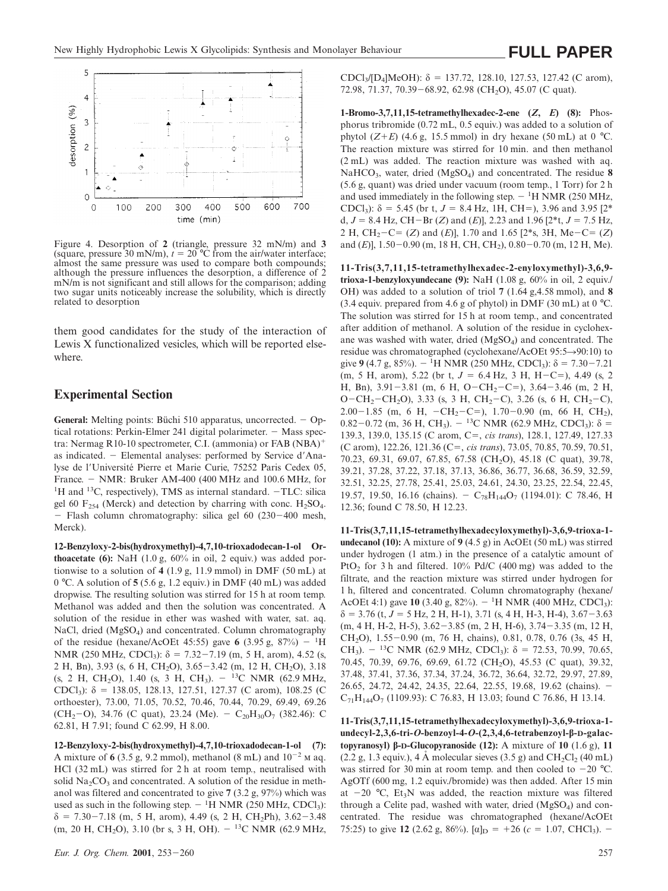Figure 4. Desorption of **2** (triangle, pressure 32 mN/m) and **3** (square, pressure 30 mN/m), $t$ = 20 °C from the air/water interface; almost the same pressure was used to compare both compounds; although the pressure influences the desorption, a difference of 2 mN/m is not significant and still allows for the comparison; adding two sugar units noticeably increase the solubility, which is directly related to desorption

them good candidates for the study of the interaction of Lewis X functionalized vesicles, which will be reported elsewhere.

## Experimental Section

**General:** Melting points: Büchi 510 apparatus, uncorrected. − Optical rotations: Perkin-Elmer 241 digital polarimeter. − Mass spectra: Nermag R10-10 spectrometer, C.I. (ammonia) or FAB $(NBA)^+$ as indicated. − Elemental analyses: performed by Service d'Analyse de l'Université Pierre et Marie Curie, 75252 Paris Cedex 05, France. − NMR: Bruker AM-400 (400 MHz and 100.6 MHz, for $^1H$ and $^{13}C$, respectively), TMS as internal standard. −TLC: silica gel 60 $F_{254}$ (Merck) and detection by charring with conc. $H_2SO_4$. − Flash column chromatography: silica gel 60 (230−400 mesh, Merck).

**12-Benzyloxy-2-bis(hydroxymethyl)-4,7,10-trioxadodecan-1-ol Orthoacetate (6):** NaH (1.0 g, 60% in oil, 2 equiv.) was added portionwise to a solution of **4** (1.9 g, 11.9 mmol) in DMF (50 mL) at 0 °C. A solution of **5** (5.6 g, 1.2 equiv.) in DMF (40 mL) was added dropwise. The resulting solution was stirred for 15 h at room temp. Methanol was added and then the solution was concentrated. A solution of the residue in ether was washed with water, sat. aq. NaCl, dried ($MgSO_4$) and concentrated. Column chromatography of the residue (hexane/AcOEt 45:55) gave **6** (3.95 g, 87%) − $^1H$ NMR (250 MHz, $CDCl_3$): δ = 7.32−7.19 (m, 5 H, arom), 4.52 (s, 2 H, Bn), 3.93 (s, 6 H, $CH_2O$), 3.65−3.42 (m, 12 H, $CH_2O$), 3.18 (s, 2 H, $CH_2O$), 1.40 (s, 3 H, $CH_3$). − $^{13}C$ NMR (62.9 MHz, $CDCl_3$): δ = 138.05, 128.13, 127.51, 127.37 (C arom), 108.25 (C orthoester), 73.00, 71.05, 70.52, 70.46, 70.44, 70.29, 69.49, 69.26 ($CH_2$−O), 34.76 (C quat), 23.24 (Me). − $C_{20}H_{30}O_7$ (382.46): C 62.81, H 7.91; found C 62.99, H 8.00.

**12-Benzyloxy-2-bis(hydroxymethyl)-4,7,10-trioxadodecan-1-ol (7):** A mixture of **6** (3.5 g, 9.2 mmol), methanol (8 mL) and $10^{-2}$ M aq. HCl (32 mL) was stirred for 2 h at room temp., neutralised with solid $Na_2CO_3$ and concentrated. A solution of the residue in methanol was filtered and concentrated to give **7** (3.2 g, 97%) which was used as such in the following step. − $^1H$ NMR (250 MHz, $CDCl_3$): δ = 7.30−7.18 (m, 5 H, arom), 4.49 (s, 2 H, $CH_2Ph$), 3.62−3.48 (m, 20 H, $CH_2O$), 3.10 (br s, 3 H, OH). − $^{13}C$ NMR (62.9 MHz, $CDCl_3$/[$D_4$]MeOH): δ = 137.72, 128.10, 127.53, 127.42 (C arom), 72.98, 71.37, 70.39−68.92, 62.98 ($CH_2O$), 45.07 (C quat).

**1-Bromo-3,7,11,15-tetramethylhexadec-2-ene (*Z, E*) (8):** Phosphorus tribromide (0.72 mL, 0.5 equiv.) was added to a solution of phytol (*Z*+*E*) (4.6 g, 15.5 mmol) in dry hexane (50 mL) at 0 °C. The reaction mixture was stirred for 10 min. and then methanol (2 mL) was added. The reaction mixture was washed with aq. $NaHCO_3$, water, dried ($MgSO_4$) and concentrated. The residue **8** (5.6 g, quant) was dried under vacuum (room temp., 1 Torr) for 2 h and used immediately in the following step. − $^1H$ NMR (250 MHz, $CDCl_3$): δ = 5.45 (br t, $J$ = 8.4 Hz, 1H, CH=), 3.96 and 3.95 [2* d, $J$ = 8.4 Hz, CH−Br (*Z*) and (*E*)], 2.23 and 1.96 [2*t, $J$ = 7.5 Hz, 2 H, $CH_2$−C= (*Z*) and (*E*)], 1.70 and 1.65 [2*s, 3H, Me−C= (*Z*) and (*E*)], 1.50−0.90 (m, 18 H, CH, $CH_2$), 0.80−0.70 (m, 12 H, Me).

**11-Tris(3,7,11,15-tetramethylhexadec-2-enyloxymethyl)-3,6,9-trioxa-1-benzyloxyundecane (9):** NaH (1.08 g, 60% in oil, 2 equiv./OH) was added to a solution of triol **7** (1.64 g,4.58 mmol), and **8** (3.4 equiv. prepared from 4.6 g of phytol) in DMF (30 mL) at 0 °C. The solution was stirred for 15 h at room temp., and concentrated after addition of methanol. A solution of the residue in cyclohexane was washed with water, dried ($MgSO_4$) and concentrated. The residue was chromatographed (cyclohexane/AcOEt 95:5→90:10) to give **9** (4.7 g, 85%). − $^1H$ NMR (250 MHz, $CDCl_3$): δ = 7.30−7.21 (m, 5 H, arom), 5.22 (br t, $J$ = 6.4 Hz, 3 H, H−C=), 4.49 (s, 2 H, Bn), 3.91−3.81 (m, 6 H, O−$CH_2$−C=), 3.64−3.46 (m, 2 H, O−$CH_2$−$CH_2$O), 3.33 (s, 3 H, $CH_2$−C), 3.26 (s, 6 H, $CH_2$−C), 2.00−1.85 (m, 6 H, −$CH_2$−C=), 1.70−0.90 (m, 66 H, $CH_2$), 0.82−0.72 (m, 36 H, $CH_3$). − $^{13}C$ NMR (62.9 MHz, $CDCl_3$): δ = 139.3, 139.0, 135.15 (C arom, C=, *cis trans*), 128.1, 127.49, 127.33 (C arom), 122.26, 121.36 (C=, *cis trans*), 73.05, 70.85, 70.59, 70.51, 70.23, 69.31, 69.07, 67.85, 67.58 ($CH_2O$), 45.18 (C quat), 39.78, 39.21, 37.28, 37.22, 37.18, 37.13, 36.86, 36.77, 36.68, 36.59, 32.59, 32.51, 32.25, 27.78, 25.41, 25.03, 24.61, 24.30, 23.25, 22.54, 22.45, 19.57, 19.50, 16.16 (chains). − $C_{78}H_{144}O_7$ (1194.01): C 78.46, H 12.36; found C 78.50, H 12.23.

**11-Tris(3,7,11,15-tetramethylhexadecyloxymethyl)-3,6,9-trioxa-1-undecanol (10):** A mixture of **9** (4.5 g) in AcOEt (50 mL) was stirred under hydrogen (1 atm.) in the presence of a catalytic amount of $PtO_2$ for 3 h and filtered. 10% Pd/C (400 mg) was added to the filtrate, and the reaction mixture was stirred under hydrogen for 1 h, filtered and concentrated. Column chromatography (hexane/AcOEt 4:1) gave **10** (3.40 g, 82%). − $^1H$ NMR (400 MHz, $CDCl_3$): δ = 3.76 (t, $J$ = 5 Hz, 2 H, H-1), 3.71 (s, 4 H, H-3, H-4), 3.67−3.63 (m, 4 H, H-2, H-5), 3.62−3.85 (m, 2 H, H-6), 3.74−3.35 (m, 12 H, $CH_2O$), 1.55−0.90 (m, 76 H, chains), 0.81, 0.78, 0.76 (3s, 45 H, $CH_3$). − $^{13}C$ NMR (62.9 MHz, $CDCl_3$): δ = 72.53, 70.99, 70.65, 70.45, 70.39, 69.76, 69.69, 61.72 ($CH_2O$), 45.53 (C quat), 39.32, 37.48, 37.41, 37.36, 37.34, 37.24, 36.72, 36.64, 32.72, 29.97, 27.89, 26.65, 24.72, 24.42, 24.35, 22.64, 22.55, 19.68, 19.62 (chains). − $C_{71}H_{144}O_7$ (1109.93): C 76.83, H 13.03; found C 76.86, H 13.14.

**11-Tris(3,7,11,15-tetramethylhexadecyloxymethyl)-3,6,9-trioxa-1-undecyl-2,3,6-tri-*O*-benzoyl-4-*O*-(2,3,4,6-tetrabenzoyl-β-D-galactopyranosyl) β-D-Glucopyranoside (12):** A mixture of **10** (1.6 g), **11** (2.2 g, 1.3 equiv.), 4 Å molecular sieves (3.5 g) and $CH_2Cl_2$ (40 mL) was stirred for 30 min at room temp. and then cooled to −20 °C. AgOTf (600 mg, 1.2 equiv./bromide) was then added. After 15 min at −20 °C, $Et_3N$ was added, the reaction mixture was filtered through a Celite pad, washed with water, dried ($MgSO_4$) and concentrated. The residue was chromatographed (hexane/AcOEt 75:25) to give **12** (2.62 g, 86%). $[\alpha]_D$ = +26 ($c$ = 1.07, $CHCl_3$). −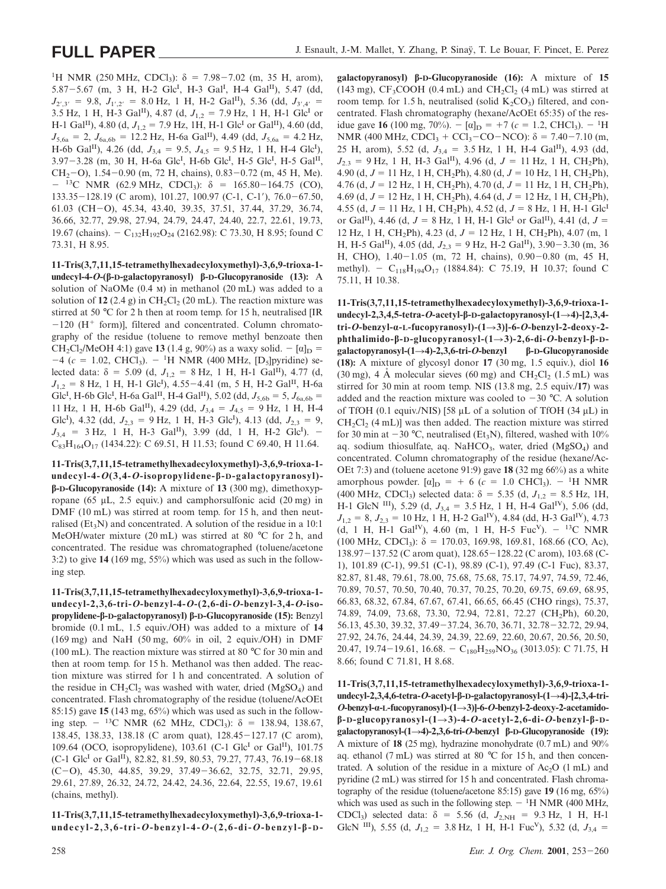$^{1}H$ NMR (250 MHz, $CDCl_3$): δ = 7.98−7.02 (m, 35 H, arom), 5.87−5.67 (m, 3 H, H-2 Glc$^{I}$, H-3 Gal$^{I}$, H-4 Gal$^{II}$), 5.47 (dd, $J_{2',3'}$ = 9.8, $J_{1',2'}$ = 8.0 Hz, 1 H, H-2 Gal$^{II}$), 5.36 (dd, $J_{3',4'}$ = 3.5 Hz, 1 H, H-3 Gal$^{II}$), 4.87 (d, $J_{1,2}$ = 7.9 Hz, 1 H, H-1 Glc$^{I}$ or H-1 Gal$^{II}$), 4.80 (d, $J_{1,2}$ = 7.9 Hz, 1H, H-1 Glc$^{I}$ or Gal$^{II}$), 4.60 (dd, $J_{5,6a}$ = 2, $J_{6a,6b}$ = 12.2 Hz, H-6a Gal$^{II}$), 4.49 (dd, $J_{5,6a}$ = 4.2 Hz, H-6b Gal$^{II}$), 4.26 (dd, $J_{3,4}$ = 9.5, $J_{4,5}$ = 9.5 Hz, 1 H, H-4 Glc$^{I}$), 3.97−3.28 (m, 30 H, H-6a Glc$^{I}$, H-6b Glc$^{I}$, H-5 Glc$^{I}$, H-5 Gal$^{II}$, $CH_2$−O), 1.54−0.90 (m, 72 H, chains), 0.83−0.72 (m, 45 H, Me). − $^{13}C$ NMR (62.9 MHz, $CDCl_3$): δ = 165.80−164.75 (CO), 133.35−128.19 (C arom), 101.27, 100.97 (C-1, C-1′), 76.0−67.50, 61.03 (CH−O), 45.34, 43.40, 39.35, 37.51, 37.44, 37.29, 36.74, 36.66, 32.77, 29.98, 27.94, 24.79, 24.47, 24.40, 22.7, 22.61, 19.73, 19.67 (chains). − $C_{132}H_{192}O_{24}$ (2162.98): C 73.30, H 8.95; found C 73.31, H 8.95.

**11-Tris(3,7,11,15-tetramethylhexadecyloxymethyl)-3,6,9-trioxa-1-undecyl-4-*O*-(β-D-galactopyranosyl) β-D-Glucopyranoside (13):** A solution of NaOMe (0.4 M) in methanol (20 mL) was added to a solution of **12** (2.4 g) in $CH_2Cl_2$ (20 mL). The reaction mixture was stirred at 50 °C for 2 h then at room temp. for 15 h, neutralised [IR −120 ($H^+$ form)], filtered and concentrated. Column chromatography of the residue (toluene to remove methyl benzoate then $CH_2Cl_2$/MeOH 4:1) gave **13** (1.4 g, 90%) as a waxy solid. − $[\alpha]_D$ = −4 (*c* = 1.02, $CHCl_3$). − $^{1}H$ NMR (400 MHz, [$D_5$]pyridine) selected data: δ = 5.09 (d, $J_{1,2}$ = 8 Hz, 1 H, H-1 Gal$^{II}$), 4.77 (d, $J_{1,2}$ = 8 Hz, 1 H, H-1 Glc$^{I}$), 4.55−4.41 (m, 5 H, H-2 Gal$^{II}$, H-6a Glc$^{I}$, H-6b Glc$^{I}$, H-6a Gal$^{II}$, H-4 Gal$^{II}$), 5.02 (dd, $J_{5,6b}$ = 5, $J_{6a,6b}$ = 11 Hz, 1 H, H-6b Gal$^{II}$), 4.29 (dd, $J_{3,4}$ = $J_{4,5}$ = 9 Hz, 1 H, H-4 Glc$^{I}$), 4.32 (dd, $J_{2,3}$ = 9 Hz, 1 H, H-3 Glc$^{I}$), 4.13 (dd, $J_{2,3}$ = 9, $J_{3,4}$ = 3 Hz, 1 H, H-3 Gal$^{II}$), 3.99 (dd, 1 H, H-2 Glc$^{I}$). − $C_{83}H_{164}O_{17}$ (1434.22): C 69.51, H 11.53; found C 69.40, H 11.64.

**11-Tris(3,7,11,15-tetramethylhexadecyloxymethyl)-3,6,9-trioxa-1-undecyl-4-*O*(3,4-*O*-isopropylidene-β-D-galactopyranosyl)-β-D-Glucopyranoside (14):** A mixture of **13** (300 mg), dimethoxypropane (65 µL, 2.5 equiv.) and camphorsulfonic acid (20 mg) in DMF (10 mL) was stirred at room temp. for 15 h, and then neutralised ($Et_3N$) and concentrated. A solution of the residue in a 10:1 MeOH/water mixture (20 mL) was stirred at 80 °C for 2 h, and concentrated. The residue was chromatographed (toluene/acetone 3:2) to give **14** (169 mg, 55%) which was used as such in the following step.

**11-Tris(3,7,11,15-tetramethylhexadecyloxymethyl)-3,6,9-trioxa-1-undecyl-2,3,6-tri-*O*-benzyl-4-*O*-(2,6-di-*O*-benzyl-3,4-*O*-isopropylidene-β-D-galactopyranosyl) β-D-Glucopyranoside (15):** Benzyl bromide (0.1 mL, 1.5 equiv./OH) was added to a mixture of **14** (169 mg) and NaH (50 mg, 60% in oil, 2 equiv./OH) in DMF (100 mL). The reaction mixture was stirred at 80 °C for 30 min and then at room temp. for 15 h. Methanol was then added. The reaction mixture was stirred for 1 h and concentrated. A solution of the residue in $CH_2Cl_2$ was washed with water, dried ($MgSO_4$) and concentrated. Flash chromatography of the residue (toluene/AcOEt 85:15) gave **15** (143 mg, 65%) which was used as such in the following step. − $^{13}C$ NMR (62 MHz, $CDCl_3$): δ = 138.94, 138.67, 138.45, 138.33, 138.18 (C arom quat), 128.45−127.17 (C arom), 109.64 (OCO, isopropylidene), 103.61 (C-1 Glc$^{I}$ or Gal$^{II}$), 101.75 (C-1 Glc$^{I}$ or Gal$^{II}$), 82.82, 81.59, 80.53, 79.27, 77.43, 76.19−68.18 (C−O), 45.30, 44.85, 39.29, 37.49−36.62, 32.75, 32.71, 29.95, 29.61, 27.89, 26.32, 24.72, 24.42, 24.36, 22.64, 22.55, 19.67, 19.61 (chains, methyl).

**11-Tris(3,7,11,15-tetramethylhexadecyloxymethyl)-3,6,9-trioxa-1-undecyl-2,3,6-tri-*O*-benzyl-4-*O*-(2,6-di-*O*-benzyl-β-D-galactopyranosyl) β-D-Glucopyranoside (16):** A mixture of **15** (143 mg), $CF_3COOH$ (0.4 mL) and $CH_2Cl_2$ (4 mL) was stirred at room temp. for 1.5 h, neutralised (solid $K_2CO_3$) filtered, and concentrated. Flash chromatography (hexane/AcOEt 65:35) of the residue gave **16** (100 mg, 70%). − $[\alpha]_D$ = +7 (*c* = 1.2, $CHCl_3$). − $^{1}H$ NMR (400 MHz, $CDCl_3$ + $CCl_3$−CO−NCO): δ = 7.40−7.10 (m, 25 H, arom), 5.52 (d, $J_{3,4}$ = 3.5 Hz, 1 H, H-4 Gal$^{II}$), 4.93 (dd, $J_{2,3}$ = 9 Hz, 1 H, H-3 Gal$^{II}$), 4.96 (d, *J* = 11 Hz, 1 H, $CH_2$Ph), 4.90 (d, *J* = 11 Hz, 1 H, $CH_2$Ph), 4.80 (d, *J* = 10 Hz, 1 H, $CH_2$Ph), 4.76 (d, *J* = 12 Hz, 1 H, $CH_2$Ph), 4.70 (d, *J* = 11 Hz, 1 H, $CH_2$Ph), 4.69 (d, *J* = 12 Hz, 1 H, $CH_2$Ph), 4.64 (d, *J* = 12 Hz, 1 H, $CH_2$Ph), 4.55 (d, *J* = 11 Hz, 1 H, $CH_2$Ph), 4.52 (d, *J* = 8 Hz, 1 H, H-1 Glc$^{I}$ or Gal$^{II}$), 4.46 (d, *J* = 8 Hz, 1 H, H-1 Glc$^{I}$ or Gal$^{II}$), 4.41 (d, *J* = 12 Hz, 1 H, $CH_2$Ph), 4.23 (d, *J* = 12 Hz, 1 H, $CH_2$Ph), 4.07 (m, 1 H, H-5 Gal$^{II}$), 4.05 (dd, $J_{2,3}$ = 9 Hz, H-2 Gal$^{II}$), 3.90−3.30 (m, 36 H, CHO), 1.40−1.05 (m, 72 H, chains), 0.90−0.80 (m, 45 H, methyl). − $C_{118}H_{194}O_{17}$ (1884.84): C 75.19, H 10.37; found C 75.11, H 10.38.

**11-Tris(3,7,11,15-tetramethylhexadecyloxymethyl)-3,6,9-trioxa-1-undecyl-2,3,4,5-tetra-*O*-acetyl-β-D-galactopyranosyl-(1→4)-[2,3,4-tri-*O*-benzyl-α-L-fucopyranosyl)-(1→3)]-6-*O*-benzyl-2-deoxy-2-phthalimido-β-D-glucopyranosyl-(1→3)-2,6-di-*O*-benzyl-β-D-galactopyranosyl-(1→4)-2,3,6-tri-*O*-benzyl β-D-Glucopyranoside (18):** A mixture of glycosyl donor **17** (30 mg, 1.5 equiv.), diol **16** (30 mg), 4 Å molecular sieves (60 mg) and $CH_2Cl_2$ (1.5 mL) was stirred for 30 min at room temp. NIS (13.8 mg, 2.5 equiv./**17**) was added and the reaction mixture was cooled to −30 °C. A solution of TfOH (0.1 equiv./NIS) [58 µL of a solution of TfOH (34 µL) in $CH_2Cl_2$ (4 mL)] was then added. The reaction mixture was stirred for 30 min at −30 °C, neutralised ($Et_3N$), filtered, washed with 10% aq. sodium thiosulfate, aq. $NaHCO_3$, water, dried ($MgSO_4$) and concentrated. Column chromatography of the residue (hexane/AcOEt 7:3) and (toluene acetone 91:9) gave **18** (32 mg 66%) as a white amorphous powder. $[\alpha]_D$ = + 6 (*c* = 1.0 $CHCl_3$). − $^{1}H$ NMR (400 MHz, $CDCl_3$) selected data: δ = 5.35 (d, $J_{1,2}$ = 8.5 Hz, 1H, H-1 GlcN $^{III}$), 5.29 (d, $J_{3,4}$ = 3.5 Hz, 1 H, H-4 Gal$^{IV}$), 5.06 (dd, $J_{1,2}$ = 8, $J_{2,3}$ = 10 Hz, 1 H, H-2 Gal$^{IV}$), 4.84 (dd, H-3 Gal$^{IV}$), 4.73 (d, 1 H, H-1 Gal$^{IV}$), 4.60 (m, 1 H, H-5 Fuc$^{V}$). − $^{13}C$ NMR (100 MHz, $CDCl_3$): δ = 170.03, 169.98, 169.81, 168.66 (CO, Ac), 138.97−137.52 (C arom quat), 128.65−128.22 (C arom), 103.68 (C-1), 101.89 (C-1), 99.51 (C-1), 98.89 (C-1), 97.49 (C-1 Fuc), 83.37, 82.87, 81.48, 79.61, 78.00, 75.68, 75.68, 75.17, 74.97, 74.59, 72.46, 70.89, 70.57, 70.50, 70.40, 70.37, 70.25, 70.20, 69.75, 69.69, 68.95, 66.83, 68.32, 67.84, 67.67, 67.41, 66.65, 66.45 (CHO rings), 75.37, 74.89, 74.09, 73.68, 73.30, 72.94, 72.81, 72.27 ($CH_2$Ph), 60.20, 56.13, 45.30, 39.32, 37.49−37.24, 36.70, 36.71, 32.78−32.72, 29.94, 27.92, 24.76, 24.44, 24.39, 24.39, 22.69, 22.60, 20.67, 20.56, 20.50, 20.47, 19.74−19.61, 16.68. − $C_{180}H_{259}NO_{36}$ (3013.05): C 71.75, H 8.66; found C 71.81, H 8.68.

**11-Tris(3,7,11,15-tetramethylhexadecyloxymethyl)-3,6,9-trioxa-1-undecyl-2,3,4,6-tetra-*O*-acetyl-β-D-galactopyranosyl-(1→4)-[2,3,4-tri-*O*-benzyl-α-L-fucopyranosyl)-(1→3)]-6-*O*-benzyl-2-deoxy-2-acetamido-β-D-glucopyranosyl-(1→3)-4-*O*-acetyl-2,6-di-*O*-benzyl-β-D-galactopyranosyl-(1→4)-2,3,6-tri-*O*-benzyl β-D-Glucopyranoside (19):** A mixture of **18** (25 mg), hydrazine monohydrate (0.7 mL) and 90% aq. ethanol (7 mL) was stirred at 80 °C for 15 h, and then concentrated. A solution of the residue in a mixture of $Ac_2O$ (1 mL) and pyridine (2 mL) was stirred for 15 h and concentrated. Flash chromatography of the residue (toluene/acetone 85:15) gave **19** (16 mg, 65%) which was used as such in the following step. − $^{1}H$ NMR (400 MHz, $CDCl_3$) selected data: δ = 5.56 (d, $J_{2,NH}$ = 9.3 Hz, 1 H, H-1 GlcN $^{III}$), 5.55 (d, $J_{1,2}$ = 3.8 Hz, 1 H, H-1 Fuc$^{V}$), 5.32 (d, $J_{3,4}$ =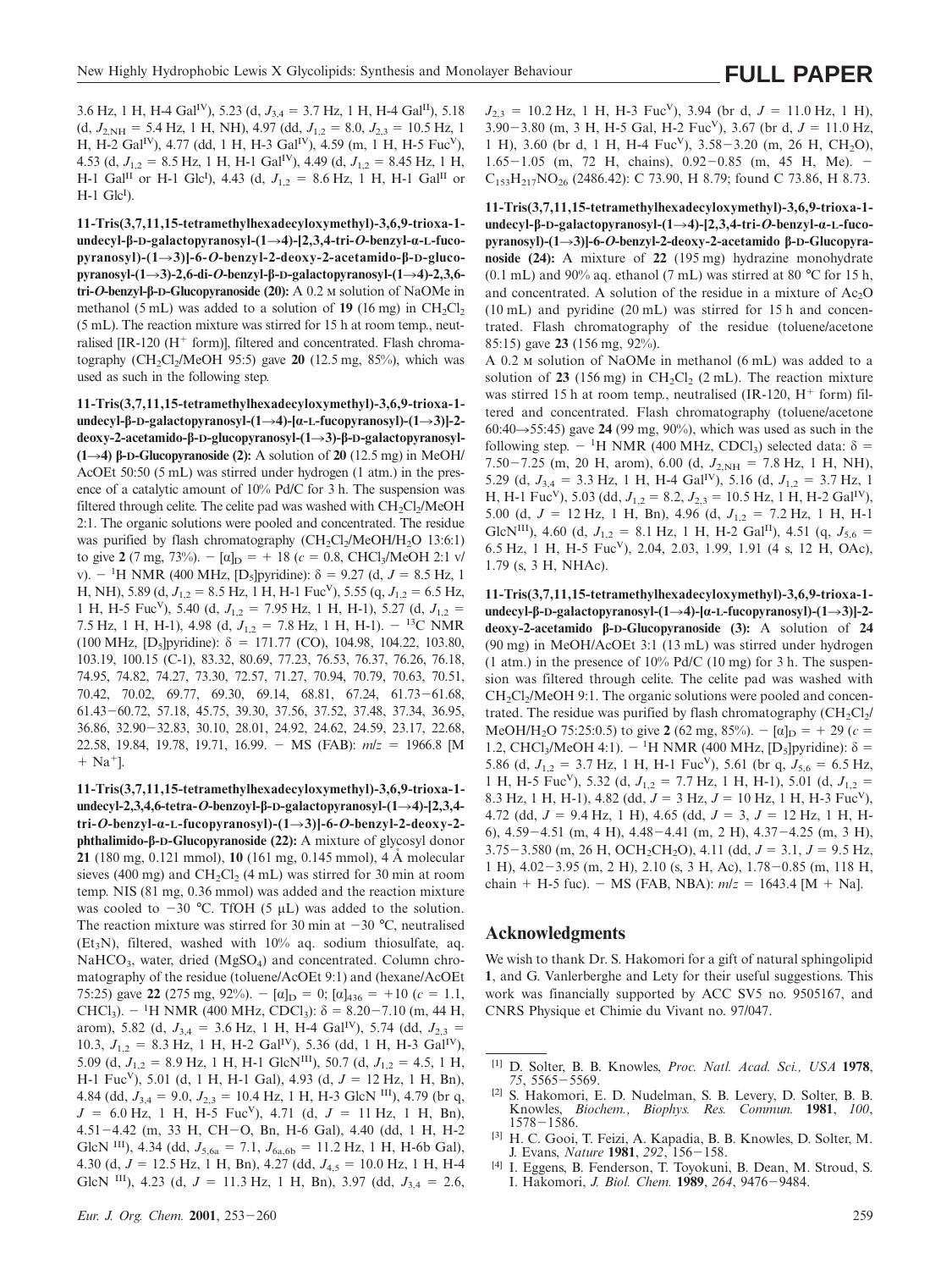3.6 Hz, 1 H, H-4 Gal[IV]), 5.23 (d, $J_{3,4}$ = 3.7 Hz, 1 H, H-4 Gal[II]), 5.18 (d, $J_{2,NH}$ = 5.4 Hz, 1 H, NH), 4.97 (dd, $J_{1,2}$ = 8.0, $J_{2,3}$ = 10.5 Hz, 1 H, H-2 Gal[IV]), 4.77 (dd, 1 H, H-3 Gal[IV]), 4.59 (m, 1 H, H-5 Fuc[V]), 4.53 (d, $J_{1,2}$ = 8.5 Hz, 1 H, H-1 Gal[IV]), 4.49 (d, $J_{1,2}$ = 8.45 Hz, 1 H, H-1 Gal[II] or H-1 Glc[I]), 4.43 (d, $J_{1,2}$ = 8.6 Hz, 1 H, H-1 Gal[II] or H-1 Glc[I]).

**11-Tris(3,7,11,15-tetramethylhexadecyloxymethyl)-3,6,9-trioxa-1-undecyl-β-D-galactopyranosyl-(1→4)-[2,3,4-tri-O-benzyl-α-L-fucopyranosyl)-(1→3)]-6-O-benzyl-2-deoxy-2-acetamido-β-D-glucopyranosyl-(1→3)-2,6-di-O-benzyl-β-D-galactopyranosyl-(1→4)-2,3,6-tri-O-benzyl-β-D-Glucopyranoside (20):** A 0.2 M solution of NaOMe in methanol (5 mL) was added to a solution of **19** (16 mg) in $CH_2Cl_2$ (5 mL). The reaction mixture was stirred for 15 h at room temp., neutralised [IR-120 ($H^+$ form)], filtered and concentrated. Flash chromatography ($CH_2Cl_2$/MeOH 95:5) gave **20** (12.5 mg, 85%), which was used as such in the following step.

**11-Tris(3,7,11,15-tetramethylhexadecyloxymethyl)-3,6,9-trioxa-1-undecyl-β-D-galactopyranosyl-(1→4)-[α-L-fucopyranosyl)-(1→3)]-2-deoxy-2-acetamido-β-D-glucopyranosyl-(1→3)-β-D-galactopyranosyl-(1→4) β-D-Glucopyranoside (2):** A solution of **20** (12.5 mg) in MeOH/AcOEt 50:50 (5 mL) was stirred under hydrogen (1 atm.) in the presence of a catalytic amount of 10% Pd/C for 3 h. The suspension was filtered through celite. The celite pad was washed with $CH_2Cl_2$/MeOH 2:1. The organic solutions were pooled and concentrated. The residue was purified by flash chromatography ($CH_2Cl_2$/MeOH/$H_2O$ 13:6:1) to give **2** (7 mg, 73%). – $[\alpha]_D$ = + 18 (c = 0.8, $CHCl_3$/MeOH 2:1 v/v). – $^1$H NMR (400 MHz, [D$_5$]pyridine): δ = 9.27 (d, J = 8.5 Hz, 1 H, NH), 5.89 (d, $J_{1,2}$ = 8.5 Hz, 1 H, H-1 Fuc[V]), 5.55 (q, $J_{1,2}$ = 6.5 Hz, 1 H, H-5 Fuc[V]), 5.40 (d, $J_{1,2}$ = 7.95 Hz, 1 H, H-1), 5.27 (d, $J_{1,2}$ = 7.5 Hz, 1 H, H-1), 4.98 (d, $J_{1,2}$ = 7.8 Hz, 1 H, H-1). – $^{13}$C NMR (100 MHz, [D$_5$]pyridine): δ = 171.77 (CO), 104.98, 104.22, 103.80, 103.19, 100.15 (C-1), 83.32, 80.69, 77.23, 76.53, 76.37, 76.26, 76.18, 74.95, 74.82, 74.27, 73.30, 72.57, 71.27, 70.94, 70.79, 70.63, 70.51, 70.42, 70.02, 69.77, 69.30, 69.14, 68.81, 67.24, 61.73–61.68, 61.43–60.72, 57.18, 45.75, 39.30, 37.56, 37.52, 37.48, 37.34, 36.95, 36.86, 32.90–32.83, 30.10, 28.01, 24.92, 24.62, 24.59, 23.17, 22.68, 22.58, 19.84, 19.78, 19.71, 16.99. – MS (FAB): m/z = 1966.8 [M + Na$^+$].

**11-Tris(3,7,11,15-tetramethylhexadecyloxymethyl)-3,6,9-trioxa-1-undecyl-2,3,4,6-tetra-O-benzoyl-β-D-galactopyranosyl-(1→4)-[2,3,4-tri-O-benzyl-α-L-fucopyranosyl)-(1→3)]-6-O-benzyl-2-deoxy-2-phthalimido-β-D-Glucopyranoside (22):** A mixture of glycosyl donor **21** (180 mg, 0.121 mmol), **10** (161 mg, 0.145 mmol), 4 Å molecular sieves (400 mg) and $CH_2Cl_2$ (4 mL) was stirred for 30 min at room temp. NIS (81 mg, 0.36 mmol) was added and the reaction mixture was cooled to –30 °C. TfOH (5 μL) was added to the solution. The reaction mixture was stirred for 30 min at –30 °C, neutralised ($Et_3N$), filtered, washed with 10% aq. sodium thiosulfate, aq. $NaHCO_3$, water, dried ($MgSO_4$) and concentrated. Column chromatography of the residue (toluene/AcOEt 9:1) and (hexane/AcOEt 75:25) gave **22** (275 mg, 92%). – $[\alpha]_D$ = 0; $[\alpha]_{436}$ = +10 (c = 1.1, $CHCl_3$). – $^1$H NMR (400 MHz, $CDCl_3$): δ = 8.20–7.10 (m, 44 H, arom), 5.82 (d, $J_{3,4}$ = 3.6 Hz, 1 H, H-4 Gal[IV]), 5.74 (dd, $J_{2,3}$ = 10.3, $J_{1,2}$ = 8.3 Hz, 1 H, H-2 Gal[IV]), 5.36 (dd, 1 H, H-3 Gal[IV]), 5.09 (d, $J_{1,2}$ = 8.9 Hz, 1 H, H-1 GlcN[III]), 50.7 (d, $J_{1,2}$ = 4.5, 1 H, H-1 Fuc[V]), 5.01 (d, 1 H, H-1 Gal), 4.93 (d, J = 12 Hz, 1 H, Bn), 4.84 (dd, $J_{3,4}$ = 9.0, $J_{2,3}$ = 10.4 Hz, 1 H, H-3 GlcN [III]), 4.79 (br q, J = 6.0 Hz, 1 H, H-5 Fuc[V]), 4.71 (d, J = 11 Hz, 1 H, Bn), 4.51–4.42 (m, 33 H, CH–O, Bn, H-6 Gal), 4.40 (dd, 1 H, H-2 GlcN [III]), 4.34 (dd, $J_{5,6a}$ = 7.1, $J_{6a,6b}$ = 11.2 Hz, 1 H, H-6b Gal), 4.30 (d, J = 12.5 Hz, 1 H, Bn), 4.27 (dd, $J_{4,5}$ = 10.0 Hz, 1 H, H-4 GlcN [III]), 4.23 (d, J = 11.3 Hz, 1 H, Bn), 3.97 (dd, $J_{3,4}$ = 2.6, $J_{2,3}$ = 10.2 Hz, 1 H, H-3 Fuc[V]), 3.94 (br d, J = 11.0 Hz, 1 H), 3.90–3.80 (m, 3 H, H-5 Gal, H-2 Fuc[V]), 3.67 (br d, J = 11.0 Hz, 1 H), 3.60 (br d, 1 H, H-4 Fuc[V]), 3.58–3.20 (m, 26 H, $CH_2O$), 1.65–1.05 (m, 72 H, chains), 0.92–0.85 (m, 45 H, Me). – $C_{153}H_{217}NO_{26}$ (2486.42): C 73.90, H 8.79; found C 73.86, H 8.73.

**11-Tris(3,7,11,15-tetramethylhexadecyloxymethyl)-3,6,9-trioxa-1-undecyl-β-D-galactopyranosyl-(1→4)-[2,3,4-tri-O-benzyl-α-L-fucopyranosyl)-(1→3)]-6-O-benzyl-2-deoxy-2-acetamido β-D-Glucopyranoside (24):** A mixture of **22** (195 mg) hydrazine monohydrate (0.1 mL) and 90% aq. ethanol (7 mL) was stirred at 80 °C for 15 h, and concentrated. A solution of the residue in a mixture of $Ac_2O$ (10 mL) and pyridine (20 mL) was stirred for 15 h and concentrated. Flash chromatography of the residue (toluene/acetone 85:15) gave **23** (156 mg, 92%).

A 0.2 M solution of NaOMe in methanol (6 mL) was added to a solution of **23** (156 mg) in $CH_2Cl_2$ (2 mL). The reaction mixture was stirred 15 h at room temp., neutralised (IR-120, $H^+$ form) filtered and concentrated. Flash chromatography (toluene/acetone 60:40→55:45) gave **24** (99 mg, 90%), which was used as such in the following step. – $^1$H NMR (400 MHz, $CDCl_3$) selected data: δ = 7.50–7.25 (m, 20 H, arom), 6.00 (d, $J_{2,NH}$ = 7.8 Hz, 1 H, NH), 5.29 (d, $J_{3,4}$ = 3.3 Hz, 1 H, H-4 Gal[IV]), 5.16 (d, $J_{1,2}$ = 3.7 Hz, 1 H, H-1 Fuc[V]), 5.03 (dd, $J_{1,2}$ = 8.2, $J_{2,3}$ = 10.5 Hz, 1 H, H-2 Gal[IV]), 5.00 (d, J = 12 Hz, 1 H, Bn), 4.96 (d, $J_{1,2}$ = 7.2 Hz, 1 H, H-1 GlcN[III]), 4.60 (d, $J_{1,2}$ = 8.1 Hz, 1 H, H-2 Gal[II]), 4.51 (q, $J_{5,6}$ = 6.5 Hz, 1 H, H-5 Fuc[V]), 2.04, 2.03, 1.99, 1.91 (4 s, 12 H, OAc), 1.79 (s, 3 H, NHAc).

**11-Tris(3,7,11,15-tetramethylhexadecyloxymethyl)-3,6,9-trioxa-1-undecyl-β-D-galactopyranosyl-(1→4)-[α-L-fucopyranosyl)-(1→3)]-2-deoxy-2-acetamido β-D-Glucopyranoside (3):** A solution of **24** (90 mg) in MeOH/AcOEt 3:1 (13 mL) was stirred under hydrogen (1 atm.) in the presence of 10% Pd/C (10 mg) for 3 h. The suspension was filtered through celite. The celite pad was washed with $CH_2Cl_2$/MeOH 9:1. The organic solutions were pooled and concentrated. The residue was purified by flash chromatography ($CH_2Cl_2$/MeOH/$H_2O$ 75:25:0.5) to give **2** (62 mg, 85%). – $[\alpha]_D$ = + 29 (c = 1.2, $CHCl_3$/MeOH 4:1). – $^1$H NMR (400 MHz, [D$_5$]pyridine): δ = 5.86 (d, $J_{1,2}$ = 3.7 Hz, 1 H, H-1 Fuc[V]), 5.61 (br q, $J_{5,6}$ = 6.5 Hz, 1 H, H-5 Fuc[V]), 5.32 (d, $J_{1,2}$ = 7.7 Hz, 1 H, H-1), 5.01 (d, $J_{1,2}$ = 8.3 Hz, 1 H, H-1), 4.82 (dd, J = 3 Hz, J = 10 Hz, 1 H, H-3 Fuc[V]), 4.72 (dd, J = 9.4 Hz, 1 H), 4.65 (dd, J = 3, J = 12 Hz, 1 H, H-6), 4.59–4.51 (m, 4 H), 4.48–4.41 (m, 2 H), 4.37–4.25 (m, 3 H), 3.75–3.580 (m, 26 H, $OCH_2CH_2O$), 4.11 (dd, J = 3.1, J = 9.5 Hz, 1 H), 4.02–3.95 (m, 2 H), 2.10 (s, 3 H, Ac), 1.78–0.85 (m, 118 H, chain + H-5 fuc). – MS (FAB, NBA): m/z = 1643.4 [M + Na].

## Acknowledgments

We wish to thank Dr. S. Hakomori for a gift of natural sphingolipid **1**, and G. Vanlerberghe and Lety for their useful suggestions. This work was financially supported by ACC SV5 no. 9505167, and CNRS Physique et Chimie du Vivant no. 97/047.

---

[1] D. Solter, B. B. Knowles, *Proc. Natl. Acad. Sci., USA* **1978**, *75*, 5565–5569.

[2] S. Hakomori, E. D. Nudelman, S. B. Levery, D. Solter, B. B. Knowles, *Biochem., Biophys. Res. Commun.* **1981**, *100*, 1578–1586.

[3] H. C. Gooi, T. Feizi, A. Kapadia, B. B. Knowles, D. Solter, M. J. Evans, *Nature* **1981**, *292*, 156–158.

[4] I. Eggens, B. Fenderson, T. Toyokuni, B. Dean, M. Stroud, S. I. Hakomori, *J. Biol. Chem.* **1989**, *264*, 9476–9484.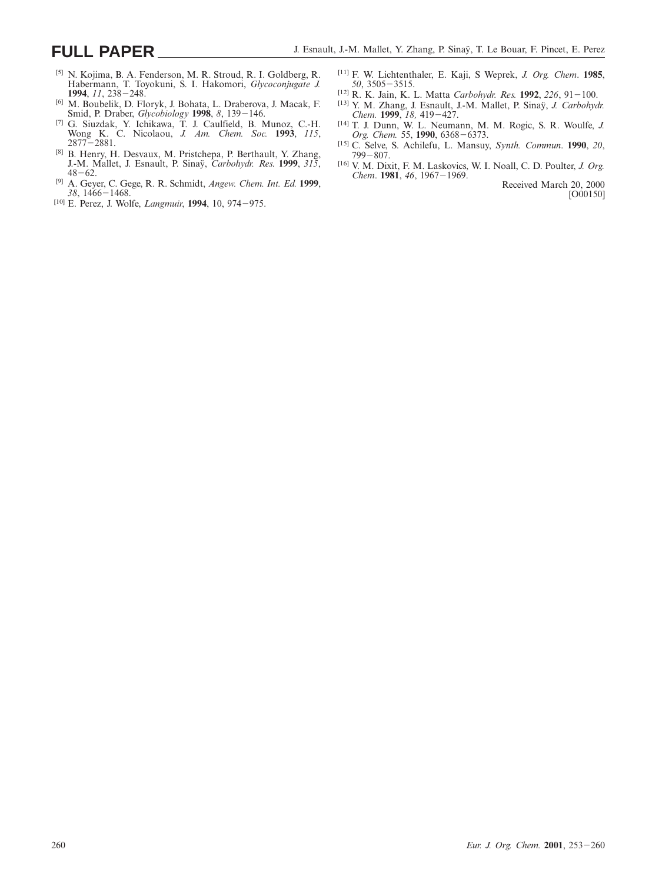[5] N. Kojima, B. A. Fenderson, M. R. Stroud, R. I. Goldberg, R. Habermann, T. Toyokuni, S. I. Hakomori, *Glycoconjugate J.* **1994**, *11*, 238−248.

[6] M. Boubelik, D. Floryk, J. Bohata, L. Draberova, J. Macak, F. Smid, P. Draber, *Glycobiology* **1998**, *8*, 139−146.

[7] G. Siuzdak, Y. Ichikawa, T. J. Caulfield, B. Munoz, C.-H. Wong K. C. Nicolaou, *J. Am. Chem. Soc.* **1993**, *115*, 2877−2881.

[8] B. Henry, H. Desvaux, M. Pristchepa, P. Berthault, Y. Zhang, J.-M. Mallet, J. Esnault, P. Sinaÿ, *Carbohydr. Res.* **1999**, *315*, 48−62.

[9] A. Geyer, C. Gege, R. R. Schmidt, *Angew. Chem. Int. Ed.* **1999**, *38*, 1466−1468.

[10] E. Perez, J. Wolfe, *Langmuir*, **1994**, 10, 974−975.

[11] F. W. Lichtenthaler, E. Kaji, S Weprek, *J. Org. Chem*. **1985**, *50*, 3505−3515.

[12] R. K. Jain, K. L. Matta *Carbohydr. Res.* **1992**, *226*, 91−100.

[13] Y. M. Zhang, J. Esnault, J.-M. Mallet, P. Sinaÿ, *J. Carbohydr. Chem.* **1999**, *18,* 419−427.

[14] T. J. Dunn, W. L. Neumann, M. M. Rogic, S. R. Woulfe, *J. Org. Chem.* 55, **1990**, 6368−6373.

[15] C. Selve, S. Achilefu, L. Mansuy, *Synth. Commun*. **1990**, *20*, 799−807.

[16] V. M. Dixit, F. M. Laskovics, W. I. Noall, C. D. Poulter, *J. Org. Chem*. **1981**, *46*, 1967−1969.

Received March 20, 2000
[O00150]